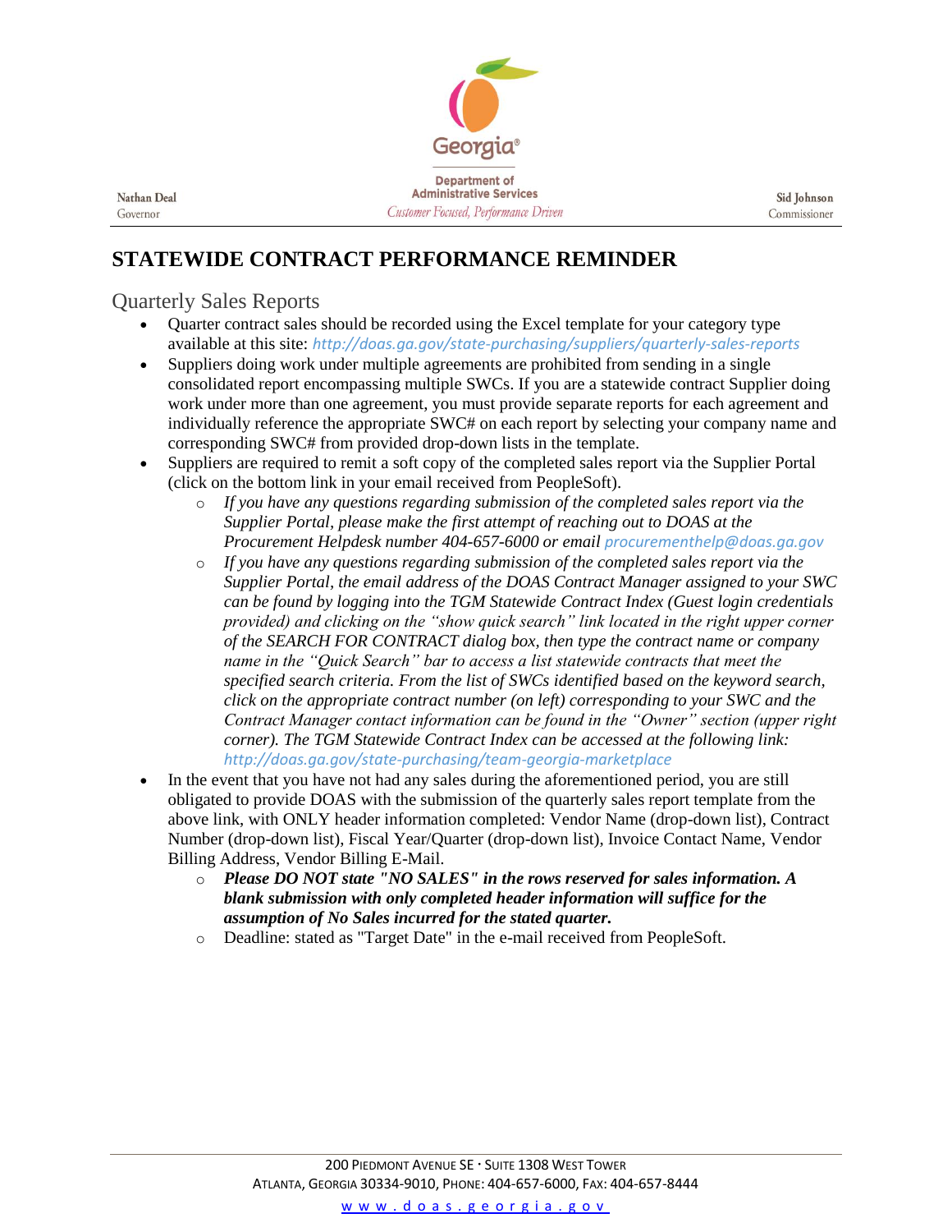Nathan Deal
Governor

Georgia
Department of Administrative Services
*Customer Focused, Performance Driven*

Sid Johnson
Commissioner

# STATEWIDE CONTRACT PERFORMANCE REMINDER

## Quarterly Sales Reports

- Quarter contract sales should be recorded using the Excel template for your category type available at this site: *http://doas.ga.gov/state-purchasing/suppliers/quarterly-sales-reports*
- Suppliers doing work under multiple agreements are prohibited from sending in a single consolidated report encompassing multiple SWCs. If you are a statewide contract Supplier doing work under more than one agreement, you must provide separate reports for each agreement and individually reference the appropriate SWC# on each report by selecting your company name and corresponding SWC# from provided drop-down lists in the template.
- Suppliers are required to remit a soft copy of the completed sales report via the Supplier Portal (click on the bottom link in your email received from PeopleSoft).
  - *If you have any questions regarding submission of the completed sales report via the Supplier Portal, please make the first attempt of reaching out to DOAS at the Procurement Helpdesk number 404-657-6000 or email procurementhelp@doas.ga.gov*
  - *If you have any questions regarding submission of the completed sales report via the Supplier Portal, the email address of the DOAS Contract Manager assigned to your SWC can be found by logging into the TGM Statewide Contract Index (Guest login credentials provided) and clicking on the "show quick search" link located in the right upper corner of the SEARCH FOR CONTRACT dialog box, then type the contract name or company name in the "Quick Search" bar to access a list statewide contracts that meet the specified search criteria. From the list of SWCs identified based on the keyword search, click on the appropriate contract number (on left) corresponding to your SWC and the Contract Manager contact information can be found in the "Owner" section (upper right corner). The TGM Statewide Contract Index can be accessed at the following link: http://doas.ga.gov/state-purchasing/team-georgia-marketplace*
- In the event that you have not had any sales during the aforementioned period, you are still obligated to provide DOAS with the submission of the quarterly sales report template from the above link, with ONLY header information completed: Vendor Name (drop-down list), Contract Number (drop-down list), Fiscal Year/Quarter (drop-down list), Invoice Contact Name, Vendor Billing Address, Vendor Billing E-Mail.
  - ***Please DO NOT state "NO SALES" in the rows reserved for sales information. A blank submission with only completed header information will suffice for the assumption of No Sales incurred for the stated quarter.***
  - Deadline: stated as "Target Date" in the e-mail received from PeopleSoft.

200 Piedmont Avenue SE · Suite 1308 West Tower
Atlanta, Georgia 30334-9010, Phone: 404-657-6000, Fax: 404-657-8444
www.doas.georgia.gov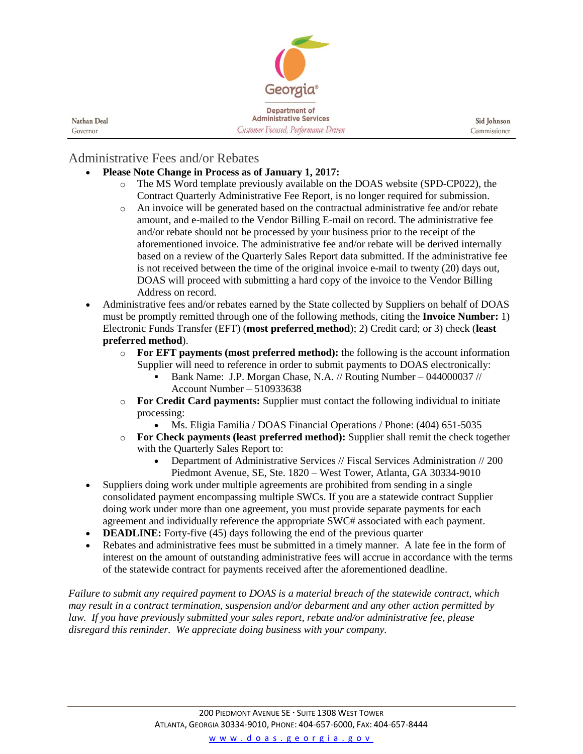Nathan Deal
Governor

Georgia®
Department of Administrative Services
*Customer Focused, Performance Driven*

Sid Johnson
Commissioner

# Administrative Fees and/or Rebates

- **Please Note Change in Process as of January 1, 2017:**
  - The MS Word template previously available on the DOAS website (SPD-CP022), the Contract Quarterly Administrative Fee Report, is no longer required for submission.
  - An invoice will be generated based on the contractual administrative fee and/or rebate amount, and e-mailed to the Vendor Billing E-mail on record. The administrative fee and/or rebate should not be processed by your business prior to the receipt of the aforementioned invoice. The administrative fee and/or rebate will be derived internally based on a review of the Quarterly Sales Report data submitted. If the administrative fee is not received between the time of the original invoice e-mail to twenty (20) days out, DOAS will proceed with submitting a hard copy of the invoice to the Vendor Billing Address on record.
- Administrative fees and/or rebates earned by the State collected by Suppliers on behalf of DOAS must be promptly remitted through one of the following methods, citing the **Invoice Number:** 1) Electronic Funds Transfer (EFT) (**most preferred method**); 2) Credit card; or 3) check (**least preferred method**).
  - **For EFT payments (most preferred method):** the following is the account information Supplier will need to reference in order to submit payments to DOAS electronically:
    - Bank Name: J.P. Morgan Chase, N.A. // Routing Number – 044000037 // Account Number – 510933638
  - **For Credit Card payments:** Supplier must contact the following individual to initiate processing:
    - Ms. Eligia Familia / DOAS Financial Operations / Phone: (404) 651-5035
  - **For Check payments (least preferred method):** Supplier shall remit the check together with the Quarterly Sales Report to:
    - Department of Administrative Services // Fiscal Services Administration // 200 Piedmont Avenue, SE, Ste. 1820 – West Tower, Atlanta, GA 30334-9010
- Suppliers doing work under multiple agreements are prohibited from sending in a single consolidated payment encompassing multiple SWCs. If you are a statewide contract Supplier doing work under more than one agreement, you must provide separate payments for each agreement and individually reference the appropriate SWC# associated with each payment.
- **DEADLINE:** Forty-five (45) days following the end of the previous quarter
- Rebates and administrative fees must be submitted in a timely manner. A late fee in the form of interest on the amount of outstanding administrative fees will accrue in accordance with the terms of the statewide contract for payments received after the aforementioned deadline.

*Failure to submit any required payment to DOAS is a material breach of the statewide contract, which may result in a contract termination, suspension and/or debarment and any other action permitted by law. If you have previously submitted your sales report, rebate and/or administrative fee, please disregard this reminder. We appreciate doing business with your company.*

200 Piedmont Avenue SE · Suite 1308 West Tower
Atlanta, Georgia 30334-9010, Phone: 404-657-6000, Fax: 404-657-8444
www.doas.georgia.gov